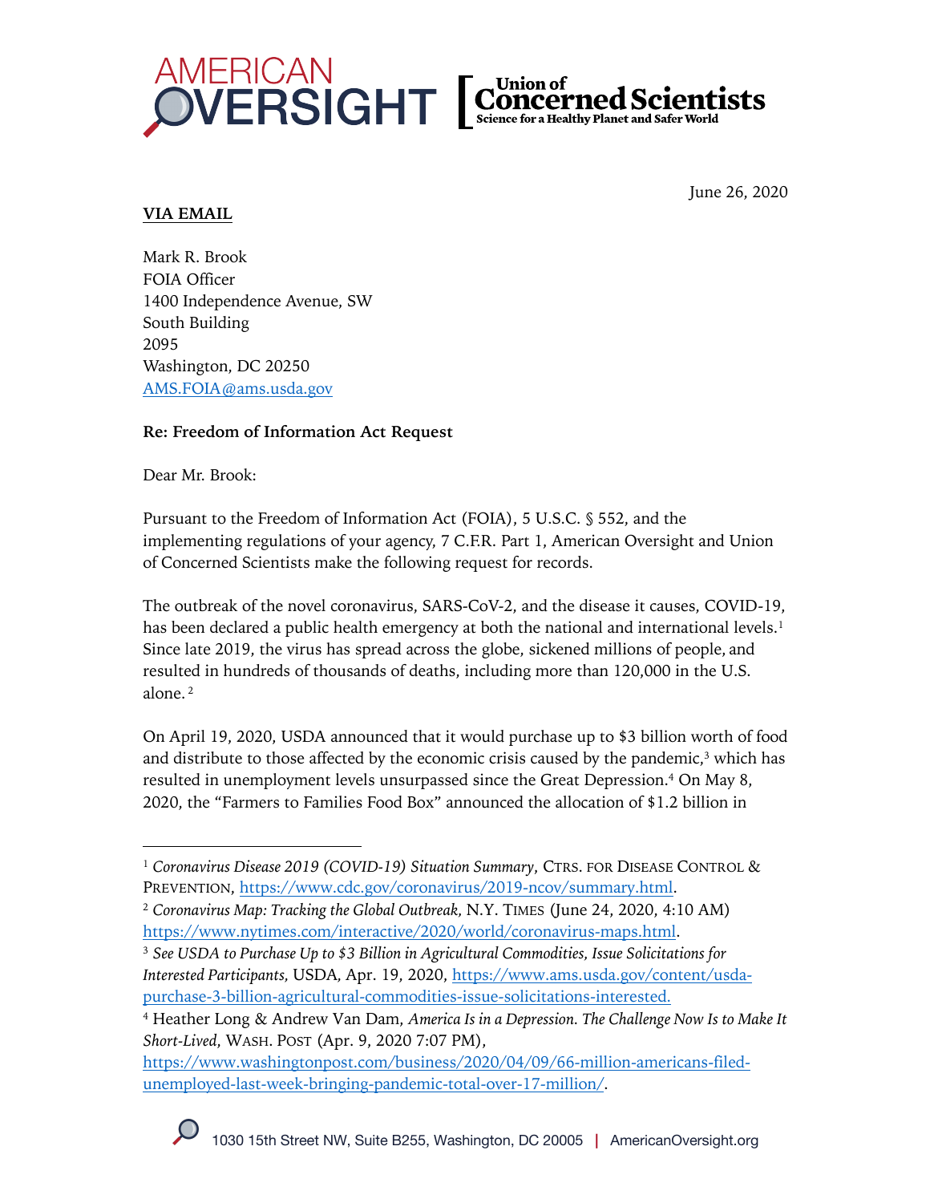June 26, 2020

**VIA EMAIL**

Mark R. Brook
FOIA Officer
1400 Independence Avenue, SW
South Building
2095
Washington, DC 20250
AMS.FOIA@ams.usda.gov

**Re: Freedom of Information Act Request**

Dear Mr. Brook:

Pursuant to the Freedom of Information Act (FOIA), 5 U.S.C. § 552, and the implementing regulations of your agency, 7 C.F.R. Part 1, American Oversight and Union of Concerned Scientists make the following request for records.

The outbreak of the novel coronavirus, SARS-CoV-2, and the disease it causes, COVID-19, has been declared a public health emergency at both the national and international levels.[1] Since late 2019, the virus has spread across the globe, sickened millions of people, and resulted in hundreds of thousands of deaths, including more than 120,000 in the U.S. alone.[2]

On April 19, 2020, USDA announced that it would purchase up to $3 billion worth of food and distribute to those affected by the economic crisis caused by the pandemic,[3] which has resulted in unemployment levels unsurpassed since the Great Depression.[4] On May 8, 2020, the "Farmers to Families Food Box" announced the allocation of $1.2 billion in

---

[1] *Coronavirus Disease 2019 (COVID-19) Situation Summary*, CTRS. FOR DISEASE CONTROL & PREVENTION, https://www.cdc.gov/coronavirus/2019-ncov/summary.html.

[2] *Coronavirus Map: Tracking the Global Outbreak,* N.Y. TIMES (June 24, 2020, 4:10 AM) https://www.nytimes.com/interactive/2020/world/coronavirus-maps.html.

[3] *See USDA to Purchase Up to $3 Billion in Agricultural Commodities, Issue Solicitations for Interested Participants,* USDA, Apr. 19, 2020, https://www.ams.usda.gov/content/usda-purchase-3-billion-agricultural-commodities-issue-solicitations-interested.

[4] Heather Long & Andrew Van Dam, *America Is in a Depression. The Challenge Now Is to Make It Short-Lived*, WASH. POST (Apr. 9, 2020 7:07 PM), https://www.washingtonpost.com/business/2020/04/09/66-million-americans-filed-unemployed-last-week-bringing-pandemic-total-over-17-million/.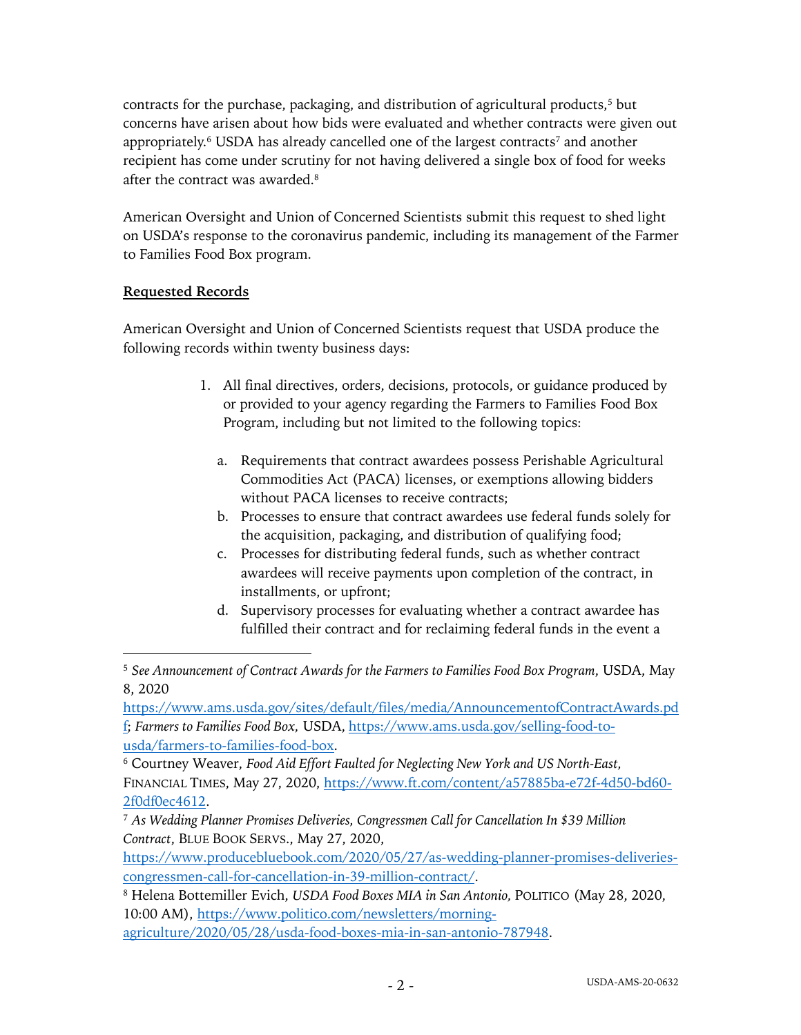contracts for the purchase, packaging, and distribution of agricultural products,[5] but concerns have arisen about how bids were evaluated and whether contracts were given out appropriately.[6] USDA has already cancelled one of the largest contracts[7] and another recipient has come under scrutiny for not having delivered a single box of food for weeks after the contract was awarded.[8]

American Oversight and Union of Concerned Scientists submit this request to shed light on USDA's response to the coronavirus pandemic, including its management of the Farmer to Families Food Box program.

**Requested Records**

American Oversight and Union of Concerned Scientists request that USDA produce the following records within twenty business days:

1. All final directives, orders, decisions, protocols, or guidance produced by or provided to your agency regarding the Farmers to Families Food Box Program, including but not limited to the following topics:

   a. Requirements that contract awardees possess Perishable Agricultural Commodities Act (PACA) licenses, or exemptions allowing bidders without PACA licenses to receive contracts;
   b. Processes to ensure that contract awardees use federal funds solely for the acquisition, packaging, and distribution of qualifying food;
   c. Processes for distributing federal funds, such as whether contract awardees will receive payments upon completion of the contract, in installments, or upfront;
   d. Supervisory processes for evaluating whether a contract awardee has fulfilled their contract and for reclaiming federal funds in the event a

---

[5] *See Announcement of Contract Awards for the Farmers to Families Food Box Program*, USDA, May 8, 2020 https://www.ams.usda.gov/sites/default/files/media/AnnouncementofContractAwards.pdf; *Farmers to Families Food Box,* USDA, https://www.ams.usda.gov/selling-food-to-usda/farmers-to-families-food-box.

[6] Courtney Weaver, *Food Aid Effort Faulted for Neglecting New York and US North-East*, FINANCIAL TIMES, May 27, 2020, https://www.ft.com/content/a57885ba-e72f-4d50-bd60-2f0df0ec4612.

[7] *As Wedding Planner Promises Deliveries, Congressmen Call for Cancellation In $39 Million Contract*, BLUE BOOK SERVS., May 27, 2020, https://www.producebluebook.com/2020/05/27/as-wedding-planner-promises-deliveries-congressmen-call-for-cancellation-in-39-million-contract/.

[8] Helena Bottemiller Evich, *USDA Food Boxes MIA in San Antonio,* POLITICO (May 28, 2020, 10:00 AM), https://www.politico.com/newsletters/morning-agriculture/2020/05/28/usda-food-boxes-mia-in-san-antonio-787948.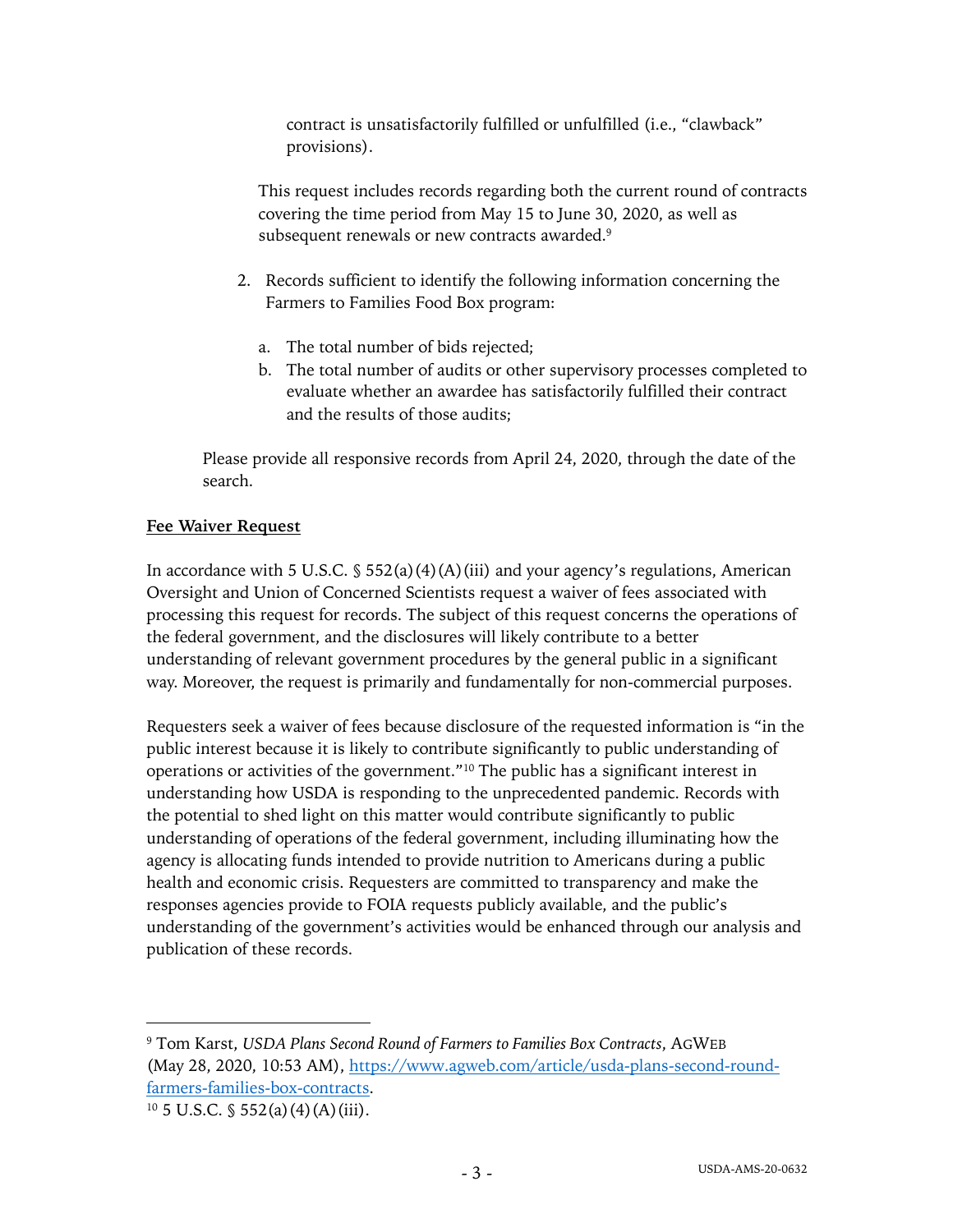contract is unsatisfactorily fulfilled or unfulfilled (i.e., "clawback" provisions).

This request includes records regarding both the current round of contracts covering the time period from May 15 to June 30, 2020, as well as subsequent renewals or new contracts awarded.[9]

2. Records sufficient to identify the following information concerning the Farmers to Families Food Box program:

   a. The total number of bids rejected;
   b. The total number of audits or other supervisory processes completed to evaluate whether an awardee has satisfactorily fulfilled their contract and the results of those audits;

Please provide all responsive records from April 24, 2020, through the date of the search.

**Fee Waiver Request**

In accordance with 5 U.S.C. § 552(a)(4)(A)(iii) and your agency's regulations, American Oversight and Union of Concerned Scientists request a waiver of fees associated with processing this request for records. The subject of this request concerns the operations of the federal government, and the disclosures will likely contribute to a better understanding of relevant government procedures by the general public in a significant way. Moreover, the request is primarily and fundamentally for non-commercial purposes.

Requesters seek a waiver of fees because disclosure of the requested information is "in the public interest because it is likely to contribute significantly to public understanding of operations or activities of the government."[10] The public has a significant interest in understanding how USDA is responding to the unprecedented pandemic. Records with the potential to shed light on this matter would contribute significantly to public understanding of operations of the federal government, including illuminating how the agency is allocating funds intended to provide nutrition to Americans during a public health and economic crisis. Requesters are committed to transparency and make the responses agencies provide to FOIA requests publicly available, and the public's understanding of the government's activities would be enhanced through our analysis and publication of these records.

---

[9] Tom Karst, *USDA Plans Second Round of Farmers to Families Box Contracts*, AGWEB (May 28, 2020, 10:53 AM), https://www.agweb.com/article/usda-plans-second-round-farmers-families-box-contracts.

[10] 5 U.S.C. § 552(a)(4)(A)(iii).

USDA-AMS-20-0632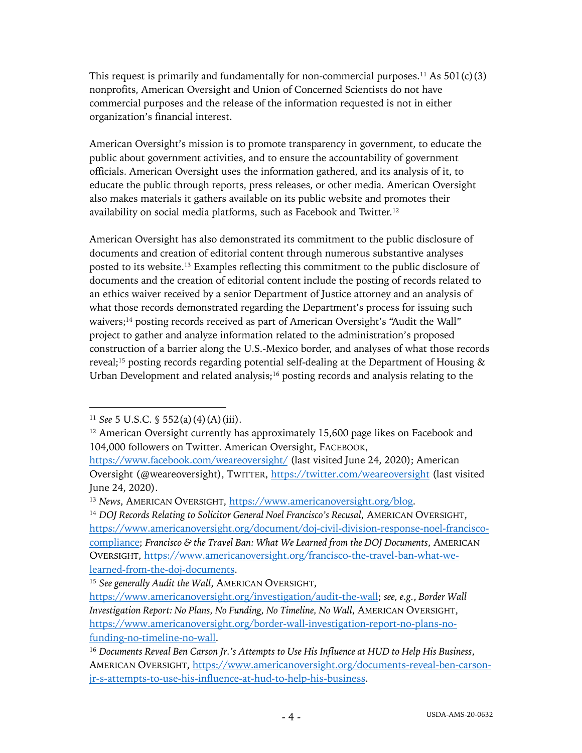This request is primarily and fundamentally for non-commercial purposes.[11] As 501(c)(3) nonprofits, American Oversight and Union of Concerned Scientists do not have commercial purposes and the release of the information requested is not in either organization's financial interest.

American Oversight's mission is to promote transparency in government, to educate the public about government activities, and to ensure the accountability of government officials. American Oversight uses the information gathered, and its analysis of it, to educate the public through reports, press releases, or other media. American Oversight also makes materials it gathers available on its public website and promotes their availability on social media platforms, such as Facebook and Twitter.[12]

American Oversight has also demonstrated its commitment to the public disclosure of documents and creation of editorial content through numerous substantive analyses posted to its website.[13] Examples reflecting this commitment to the public disclosure of documents and the creation of editorial content include the posting of records related to an ethics waiver received by a senior Department of Justice attorney and an analysis of what those records demonstrated regarding the Department's process for issuing such waivers;[14] posting records received as part of American Oversight's "Audit the Wall" project to gather and analyze information related to the administration's proposed construction of a barrier along the U.S.-Mexico border, and analyses of what those records reveal;[15] posting records regarding potential self-dealing at the Department of Housing & Urban Development and related analysis;[16] posting records and analysis relating to the

---

[11] *See* 5 U.S.C. § 552(a)(4)(A)(iii).

[12] American Oversight currently has approximately 15,600 page likes on Facebook and 104,000 followers on Twitter. American Oversight, FACEBOOK, https://www.facebook.com/weareoversight/ (last visited June 24, 2020); American Oversight (@weareoversight), TWITTER, https://twitter.com/weareoversight (last visited June 24, 2020).

[13] *News*, AMERICAN OVERSIGHT, https://www.americanoversight.org/blog.

[14] *DOJ Records Relating to Solicitor General Noel Francisco's Recusal*, AMERICAN OVERSIGHT, https://www.americanoversight.org/document/doj-civil-division-response-noel-francisco-compliance; *Francisco & the Travel Ban: What We Learned from the DOJ Documents*, AMERICAN OVERSIGHT, https://www.americanoversight.org/francisco-the-travel-ban-what-we-learned-from-the-doj-documents.

[15] *See generally Audit the Wall*, AMERICAN OVERSIGHT, https://www.americanoversight.org/investigation/audit-the-wall; *see, e.g.*, *Border Wall Investigation Report: No Plans, No Funding, No Timeline, No Wall*, AMERICAN OVERSIGHT, https://www.americanoversight.org/border-wall-investigation-report-no-plans-no-funding-no-timeline-no-wall.

[16] *Documents Reveal Ben Carson Jr.'s Attempts to Use His Influence at HUD to Help His Business*, AMERICAN OVERSIGHT, https://www.americanoversight.org/documents-reveal-ben-carson-jr-s-attempts-to-use-his-influence-at-hud-to-help-his-business.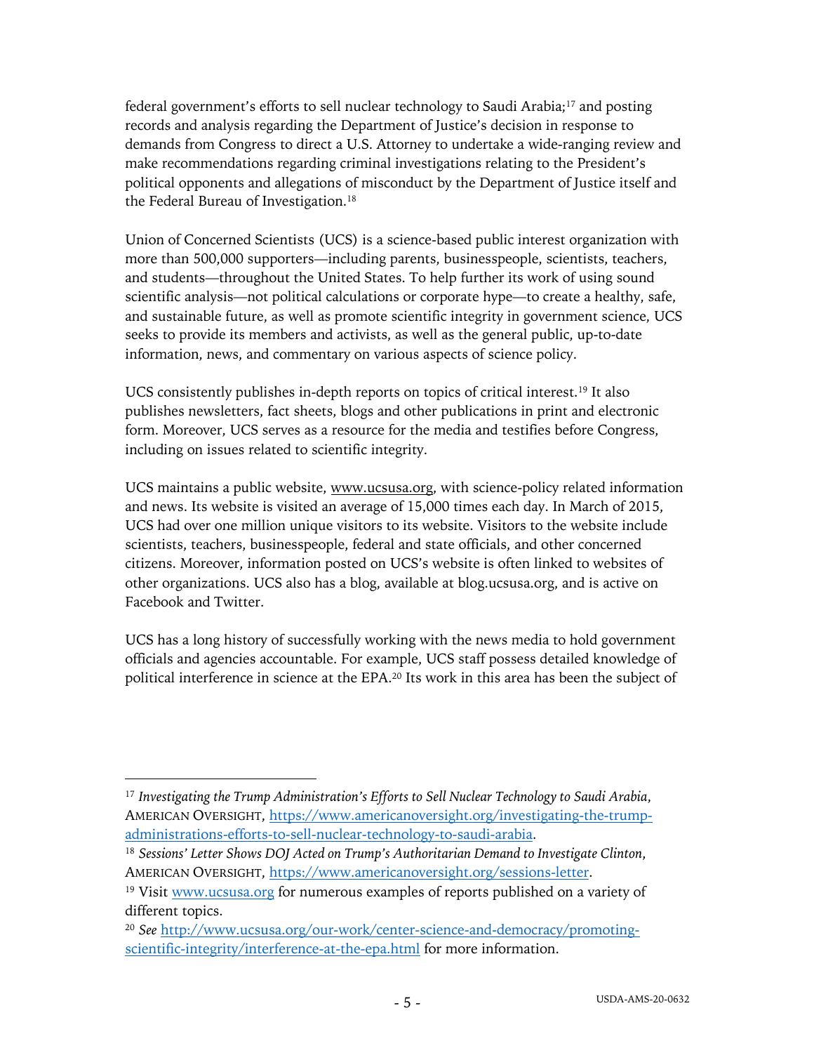federal government's efforts to sell nuclear technology to Saudi Arabia;[17] and posting records and analysis regarding the Department of Justice's decision in response to demands from Congress to direct a U.S. Attorney to undertake a wide-ranging review and make recommendations regarding criminal investigations relating to the President's political opponents and allegations of misconduct by the Department of Justice itself and the Federal Bureau of Investigation.[18]

Union of Concerned Scientists (UCS) is a science-based public interest organization with more than 500,000 supporters—including parents, businesspeople, scientists, teachers, and students—throughout the United States. To help further its work of using sound scientific analysis—not political calculations or corporate hype—to create a healthy, safe, and sustainable future, as well as promote scientific integrity in government science, UCS seeks to provide its members and activists, as well as the general public, up-to-date information, news, and commentary on various aspects of science policy.

UCS consistently publishes in-depth reports on topics of critical interest.[19] It also publishes newsletters, fact sheets, blogs and other publications in print and electronic form. Moreover, UCS serves as a resource for the media and testifies before Congress, including on issues related to scientific integrity.

UCS maintains a public website, www.ucsusa.org, with science-policy related information and news. Its website is visited an average of 15,000 times each day. In March of 2015, UCS had over one million unique visitors to its website. Visitors to the website include scientists, teachers, businesspeople, federal and state officials, and other concerned citizens. Moreover, information posted on UCS's website is often linked to websites of other organizations. UCS also has a blog, available at blog.ucsusa.org, and is active on Facebook and Twitter.

UCS has a long history of successfully working with the news media to hold government officials and agencies accountable. For example, UCS staff possess detailed knowledge of political interference in science at the EPA.[20] Its work in this area has been the subject of

---

[17] *Investigating the Trump Administration's Efforts to Sell Nuclear Technology to Saudi Arabia*, AMERICAN OVERSIGHT, https://www.americanoversight.org/investigating-the-trump-administrations-efforts-to-sell-nuclear-technology-to-saudi-arabia.

[18] *Sessions' Letter Shows DOJ Acted on Trump's Authoritarian Demand to Investigate Clinton*, AMERICAN OVERSIGHT, https://www.americanoversight.org/sessions-letter.

[19] Visit www.ucsusa.org for numerous examples of reports published on a variety of different topics.

[20] *See* http://www.ucsusa.org/our-work/center-science-and-democracy/promoting-scientific-integrity/interference-at-the-epa.html for more information.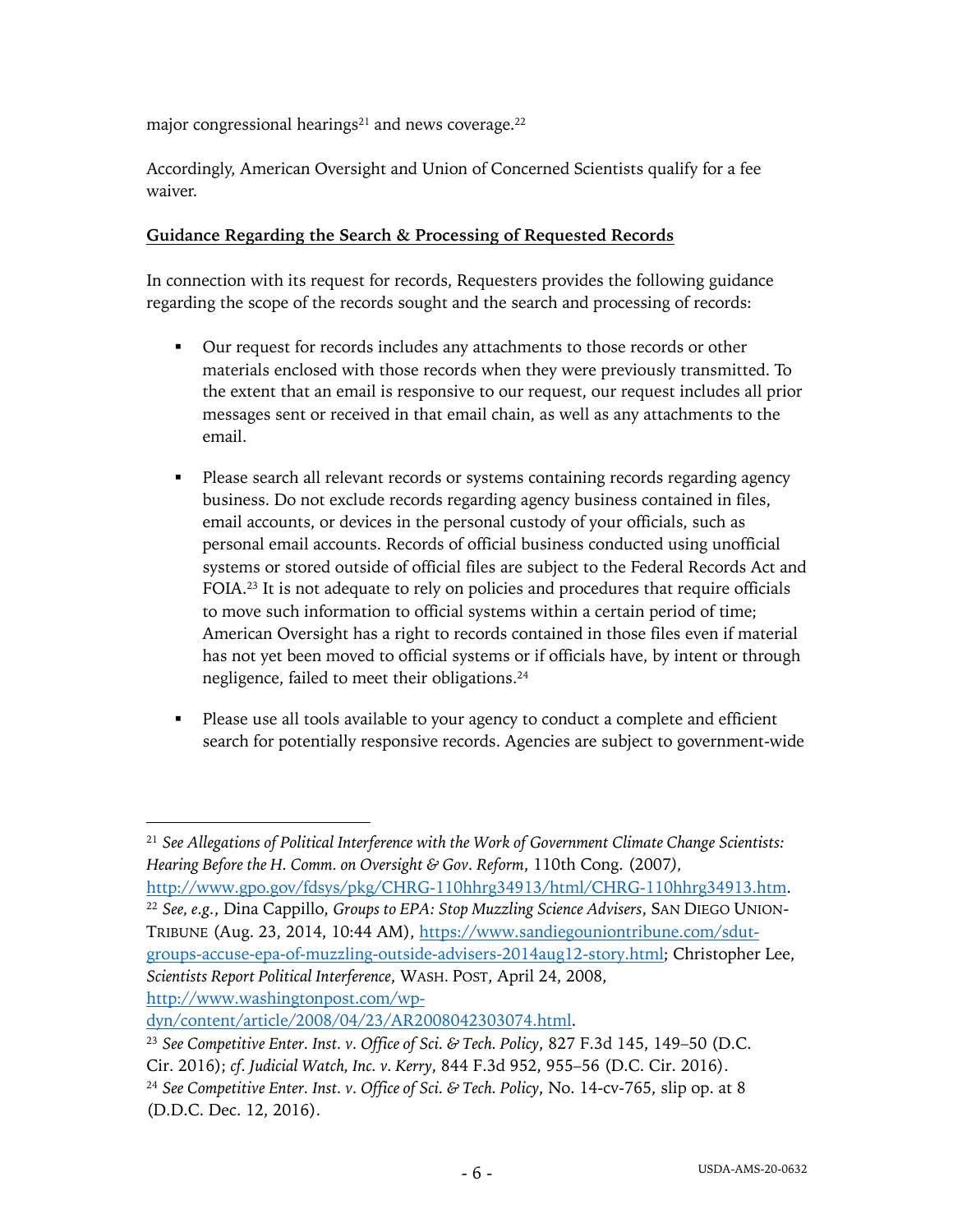major congressional hearings[21] and news coverage.[22]

Accordingly, American Oversight and Union of Concerned Scientists qualify for a fee waiver.

**Guidance Regarding the Search & Processing of Requested Records**

In connection with its request for records, Requesters provides the following guidance regarding the scope of the records sought and the search and processing of records:

- Our request for records includes any attachments to those records or other materials enclosed with those records when they were previously transmitted. To the extent that an email is responsive to our request, our request includes all prior messages sent or received in that email chain, as well as any attachments to the email.

- Please search all relevant records or systems containing records regarding agency business. Do not exclude records regarding agency business contained in files, email accounts, or devices in the personal custody of your officials, such as personal email accounts. Records of official business conducted using unofficial systems or stored outside of official files are subject to the Federal Records Act and FOIA.[23] It is not adequate to rely on policies and procedures that require officials to move such information to official systems within a certain period of time; American Oversight has a right to records contained in those files even if material has not yet been moved to official systems or if officials have, by intent or through negligence, failed to meet their obligations.[24]

- Please use all tools available to your agency to conduct a complete and efficient search for potentially responsive records. Agencies are subject to government-wide

---

[21] *See Allegations of Political Interference with the Work of Government Climate Change Scientists: Hearing Before the H. Comm. on Oversight & Gov. Reform*, 110th Cong. (2007), http://www.gpo.gov/fdsys/pkg/CHRG-110hhrg34913/html/CHRG-110hhrg34913.htm.

[22] *See, e.g.*, Dina Cappillo, *Groups to EPA: Stop Muzzling Science Advisers*, SAN DIEGO UNION-TRIBUNE (Aug. 23, 2014, 10:44 AM), https://www.sandiegouniontribune.com/sdut-groups-accuse-epa-of-muzzling-outside-advisers-2014aug12-story.html; Christopher Lee, *Scientists Report Political Interference*, WASH. POST, April 24, 2008, http://www.washingtonpost.com/wp-dyn/content/article/2008/04/23/AR2008042303074.html.

[23] *See Competitive Enter. Inst. v. Office of Sci. & Tech. Policy*, 827 F.3d 145, 149–50 (D.C. Cir. 2016); *cf. Judicial Watch, Inc. v. Kerry*, 844 F.3d 952, 955–56 (D.C. Cir. 2016).

[24] *See Competitive Enter. Inst. v. Office of Sci. & Tech. Policy*, No. 14-cv-765, slip op. at 8 (D.D.C. Dec. 12, 2016).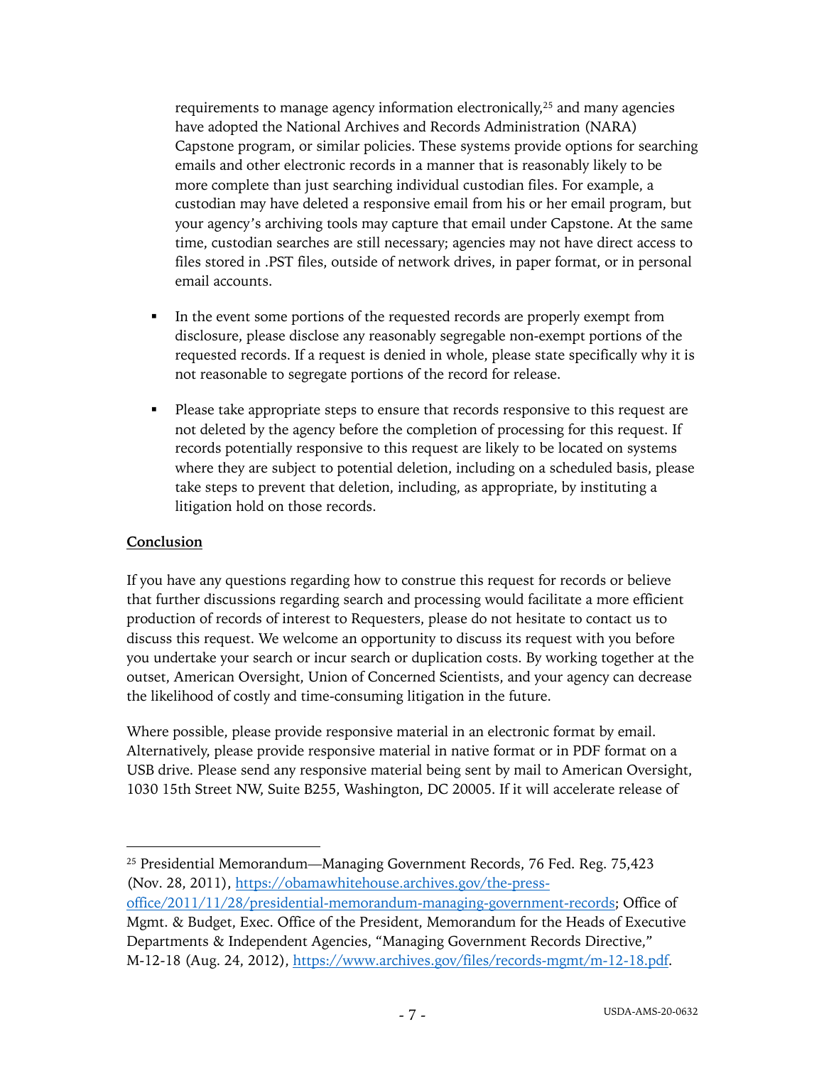requirements to manage agency information electronically,[25] and many agencies have adopted the National Archives and Records Administration (NARA) Capstone program, or similar policies. These systems provide options for searching emails and other electronic records in a manner that is reasonably likely to be more complete than just searching individual custodian files. For example, a custodian may have deleted a responsive email from his or her email program, but your agency's archiving tools may capture that email under Capstone. At the same time, custodian searches are still necessary; agencies may not have direct access to files stored in .PST files, outside of network drives, in paper format, or in personal email accounts.

- In the event some portions of the requested records are properly exempt from disclosure, please disclose any reasonably segregable non-exempt portions of the requested records. If a request is denied in whole, please state specifically why it is not reasonable to segregate portions of the record for release.

- Please take appropriate steps to ensure that records responsive to this request are not deleted by the agency before the completion of processing for this request. If records potentially responsive to this request are likely to be located on systems where they are subject to potential deletion, including on a scheduled basis, please take steps to prevent that deletion, including, as appropriate, by instituting a litigation hold on those records.

## Conclusion

If you have any questions regarding how to construe this request for records or believe that further discussions regarding search and processing would facilitate a more efficient production of records of interest to Requesters, please do not hesitate to contact us to discuss this request. We welcome an opportunity to discuss its request with you before you undertake your search or incur search or duplication costs. By working together at the outset, American Oversight, Union of Concerned Scientists, and your agency can decrease the likelihood of costly and time-consuming litigation in the future.

Where possible, please provide responsive material in an electronic format by email. Alternatively, please provide responsive material in native format or in PDF format on a USB drive. Please send any responsive material being sent by mail to American Oversight, 1030 15th Street NW, Suite B255, Washington, DC 20005. If it will accelerate release of

---

[25] Presidential Memorandum—Managing Government Records, 76 Fed. Reg. 75,423 (Nov. 28, 2011), https://obamawhitehouse.archives.gov/the-press-office/2011/11/28/presidential-memorandum-managing-government-records; Office of Mgmt. & Budget, Exec. Office of the President, Memorandum for the Heads of Executive Departments & Independent Agencies, "Managing Government Records Directive," M-12-18 (Aug. 24, 2012), https://www.archives.gov/files/records-mgmt/m-12-18.pdf.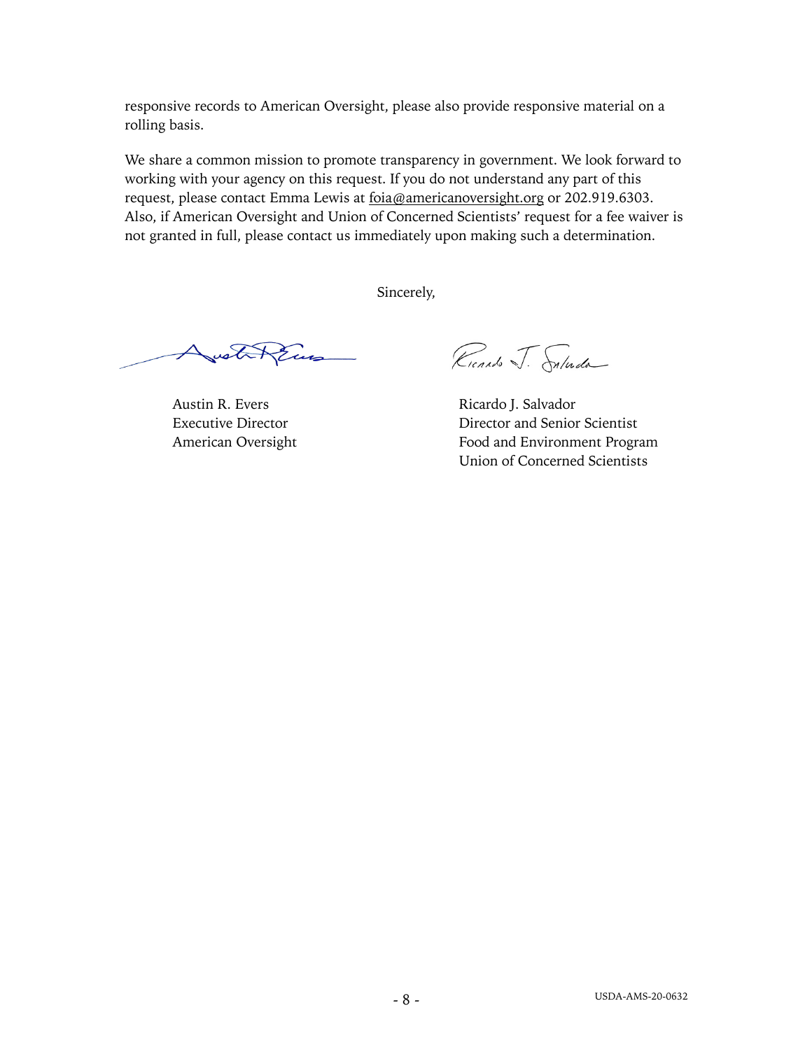responsive records to American Oversight, please also provide responsive material on a rolling basis.

We share a common mission to promote transparency in government. We look forward to working with your agency on this request. If you do not understand any part of this request, please contact Emma Lewis at foia@americanoversight.org or 202.919.6303. Also, if American Oversight and Union of Concerned Scientists' request for a fee waiver is not granted in full, please contact us immediately upon making such a determination.

Sincerely,

Austin R. Evers
Executive Director
American Oversight

Ricardo J. Salvador
Director and Senior Scientist
Food and Environment Program
Union of Concerned Scientists

USDA-AMS-20-0632